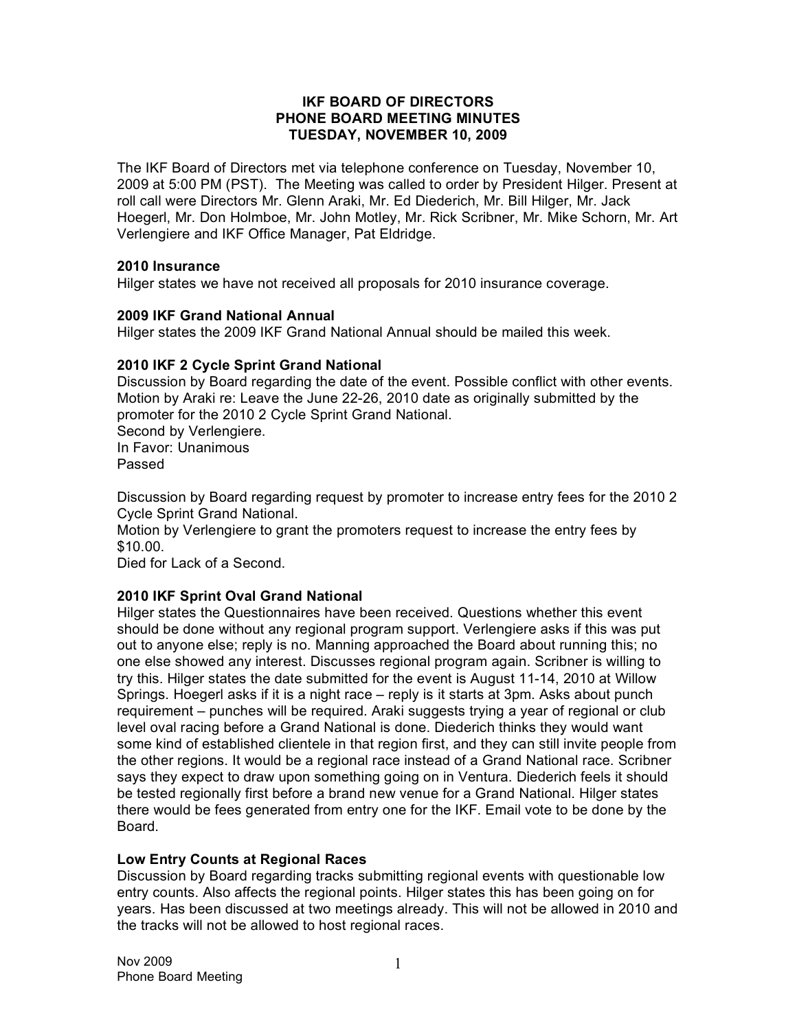# IKF BOARD OF DIRECTORS
# PHONE BOARD MEETING MINUTES
# TUESDAY, NOVEMBER 10, 2009

The IKF Board of Directors met via telephone conference on Tuesday, November 10, 2009 at 5:00 PM (PST). The Meeting was called to order by President Hilger. Present at roll call were Directors Mr. Glenn Araki, Mr. Ed Diederich, Mr. Bill Hilger, Mr. Jack Hoegerl, Mr. Don Holmboe, Mr. John Motley, Mr. Rick Scribner, Mr. Mike Schorn, Mr. Art Verlengiere and IKF Office Manager, Pat Eldridge.

**2010 Insurance**
Hilger states we have not received all proposals for 2010 insurance coverage.

**2009 IKF Grand National Annual**
Hilger states the 2009 IKF Grand National Annual should be mailed this week.

**2010 IKF 2 Cycle Sprint Grand National**
Discussion by Board regarding the date of the event. Possible conflict with other events.
Motion by Araki re: Leave the June 22-26, 2010 date as originally submitted by the promoter for the 2010 2 Cycle Sprint Grand National.
Second by Verlengiere.
In Favor: Unanimous
Passed

Discussion by Board regarding request by promoter to increase entry fees for the 2010 2 Cycle Sprint Grand National.
Motion by Verlengiere to grant the promoters request to increase the entry fees by $10.00.
Died for Lack of a Second.

**2010 IKF Sprint Oval Grand National**
Hilger states the Questionnaires have been received. Questions whether this event should be done without any regional program support. Verlengiere asks if this was put out to anyone else; reply is no. Manning approached the Board about running this; no one else showed any interest. Discusses regional program again. Scribner is willing to try this. Hilger states the date submitted for the event is August 11-14, 2010 at Willow Springs. Hoegerl asks if it is a night race – reply is it starts at 3pm. Asks about punch requirement – punches will be required. Araki suggests trying a year of regional or club level oval racing before a Grand National is done. Diederich thinks they would want some kind of established clientele in that region first, and they can still invite people from the other regions. It would be a regional race instead of a Grand National race. Scribner says they expect to draw upon something going on in Ventura. Diederich feels it should be tested regionally first before a brand new venue for a Grand National. Hilger states there would be fees generated from entry one for the IKF. Email vote to be done by the Board.

**Low Entry Counts at Regional Races**
Discussion by Board regarding tracks submitting regional events with questionable low entry counts. Also affects the regional points. Hilger states this has been going on for years. Has been discussed at two meetings already. This will not be allowed in 2010 and the tracks will not be allowed to host regional races.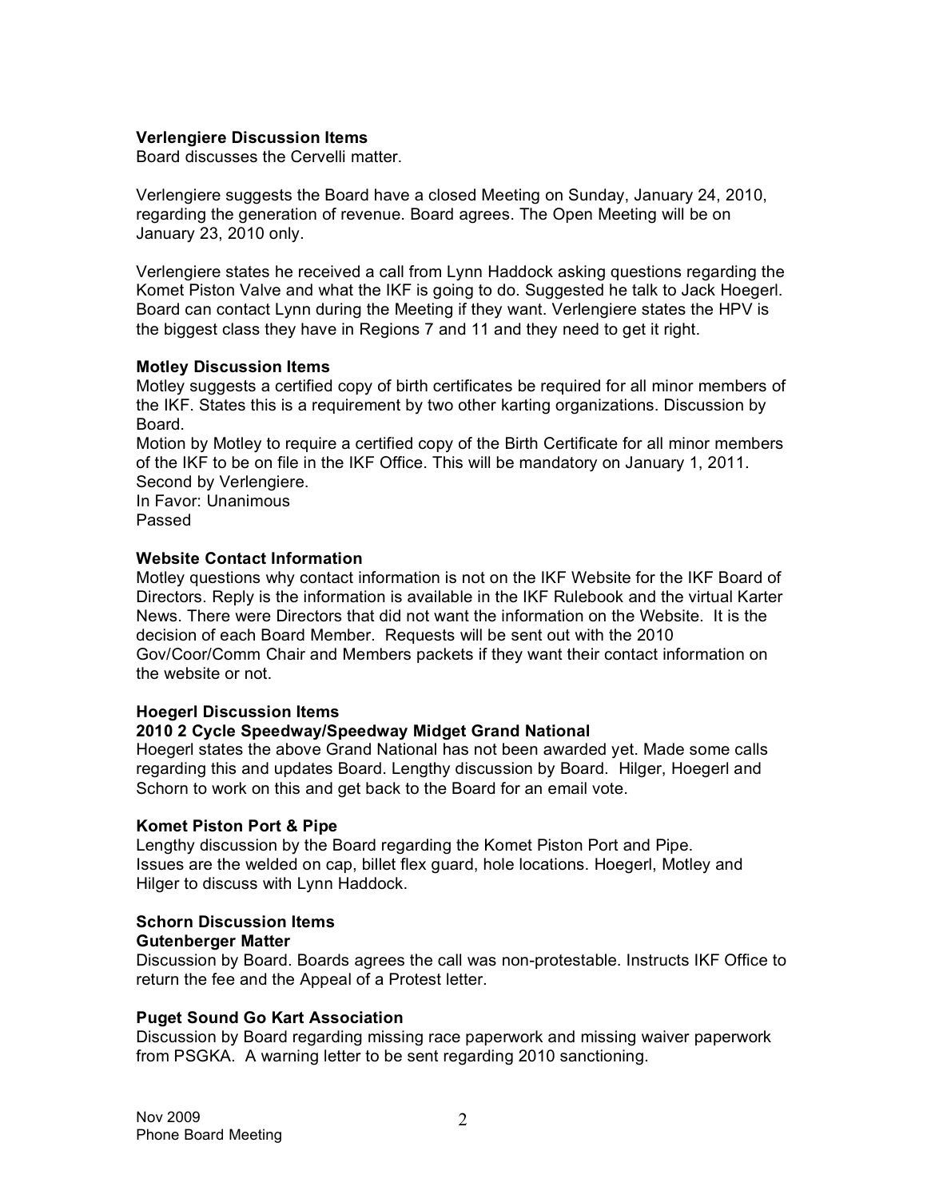**Verlengiere Discussion Items**

Board discusses the Cervelli matter.

Verlengiere suggests the Board have a closed Meeting on Sunday, January 24, 2010, regarding the generation of revenue. Board agrees. The Open Meeting will be on January 23, 2010 only.

Verlengiere states he received a call from Lynn Haddock asking questions regarding the Komet Piston Valve and what the IKF is going to do. Suggested he talk to Jack Hoegerl. Board can contact Lynn during the Meeting if they want. Verlengiere states the HPV is the biggest class they have in Regions 7 and 11 and they need to get it right.

**Motley Discussion Items**

Motley suggests a certified copy of birth certificates be required for all minor members of the IKF. States this is a requirement by two other karting organizations. Discussion by Board.

Motion by Motley to require a certified copy of the Birth Certificate for all minor members of the IKF to be on file in the IKF Office. This will be mandatory on January 1, 2011.
Second by Verlengiere.
In Favor: Unanimous
Passed

**Website Contact Information**

Motley questions why contact information is not on the IKF Website for the IKF Board of Directors. Reply is the information is available in the IKF Rulebook and the virtual Karter News. There were Directors that did not want the information on the Website. It is the decision of each Board Member. Requests will be sent out with the 2010 Gov/Coor/Comm Chair and Members packets if they want their contact information on the website or not.

**Hoegerl Discussion Items**

**2010 2 Cycle Speedway/Speedway Midget Grand National**

Hoegerl states the above Grand National has not been awarded yet. Made some calls regarding this and updates Board. Lengthy discussion by Board. Hilger, Hoegerl and Schorn to work on this and get back to the Board for an email vote.

**Komet Piston Port & Pipe**

Lengthy discussion by the Board regarding the Komet Piston Port and Pipe. Issues are the welded on cap, billet flex guard, hole locations. Hoegerl, Motley and Hilger to discuss with Lynn Haddock.

**Schorn Discussion Items**

**Gutenberger Matter**

Discussion by Board. Boards agrees the call was non-protestable. Instructs IKF Office to return the fee and the Appeal of a Protest letter.

**Puget Sound Go Kart Association**

Discussion by Board regarding missing race paperwork and missing waiver paperwork from PSGKA. A warning letter to be sent regarding 2010 sanctioning.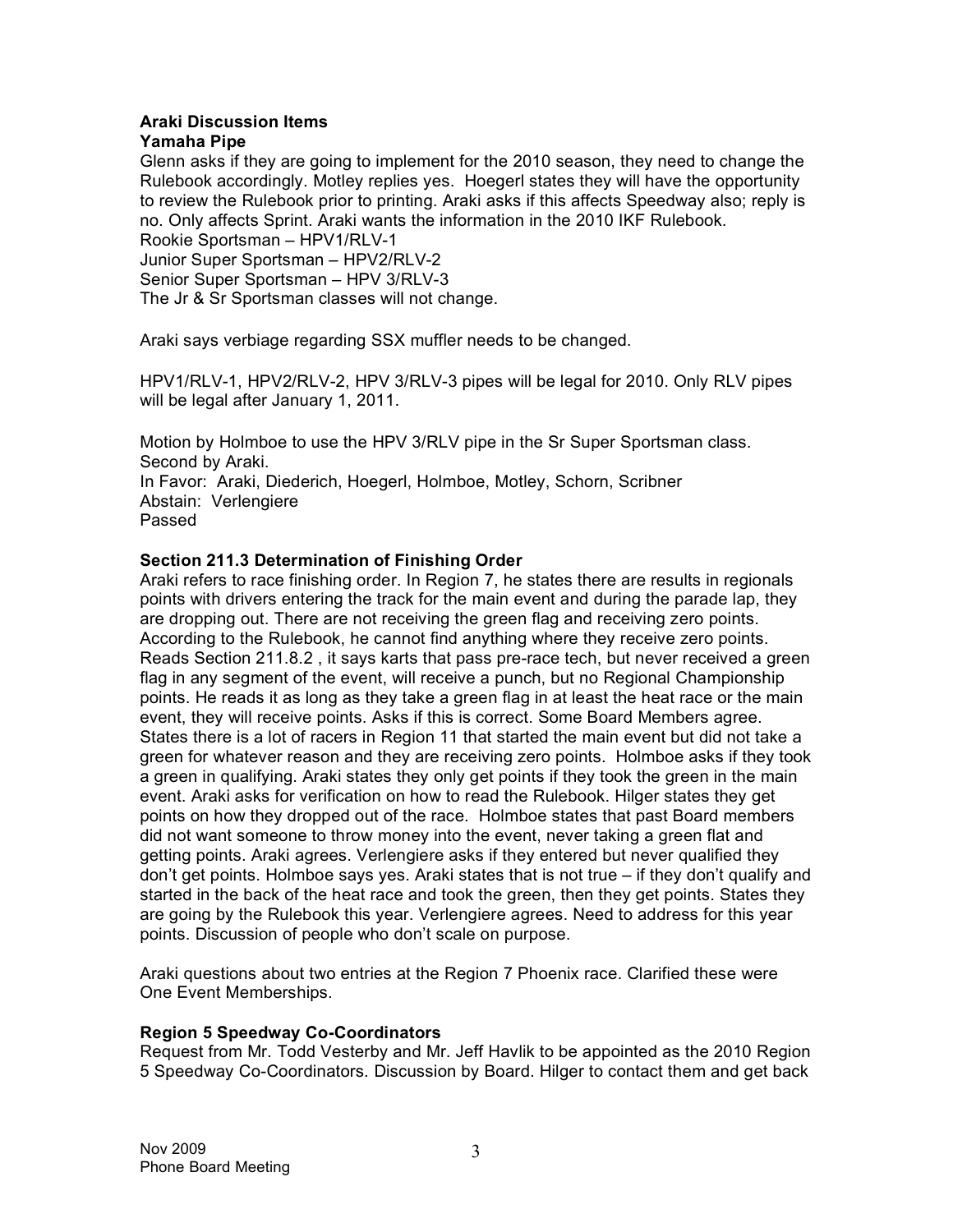**Araki Discussion Items**

**Yamaha Pipe**

Glenn asks if they are going to implement for the 2010 season, they need to change the Rulebook accordingly. Motley replies yes. Hoegerl states they will have the opportunity to review the Rulebook prior to printing. Araki asks if this affects Speedway also; reply is no. Only affects Sprint. Araki wants the information in the 2010 IKF Rulebook.

Rookie Sportsman – HPV1/RLV-1
Junior Super Sportsman – HPV2/RLV-2
Senior Super Sportsman – HPV 3/RLV-3
The Jr & Sr Sportsman classes will not change.

Araki says verbiage regarding SSX muffler needs to be changed.

HPV1/RLV-1, HPV2/RLV-2, HPV 3/RLV-3 pipes will be legal for 2010. Only RLV pipes will be legal after January 1, 2011.

Motion by Holmboe to use the HPV 3/RLV pipe in the Sr Super Sportsman class.
Second by Araki.
In Favor: Araki, Diederich, Hoegerl, Holmboe, Motley, Schorn, Scribner
Abstain: Verlengiere
Passed

**Section 211.3 Determination of Finishing Order**

Araki refers to race finishing order. In Region 7, he states there are results in regionals points with drivers entering the track for the main event and during the parade lap, they are dropping out. There are not receiving the green flag and receiving zero points. According to the Rulebook, he cannot find anything where they receive zero points. Reads Section 211.8.2 , it says karts that pass pre-race tech, but never received a green flag in any segment of the event, will receive a punch, but no Regional Championship points. He reads it as long as they take a green flag in at least the heat race or the main event, they will receive points. Asks if this is correct. Some Board Members agree. States there is a lot of racers in Region 11 that started the main event but did not take a green for whatever reason and they are receiving zero points. Holmboe asks if they took a green in qualifying. Araki states they only get points if they took the green in the main event. Araki asks for verification on how to read the Rulebook. Hilger states they get points on how they dropped out of the race. Holmboe states that past Board members did not want someone to throw money into the event, never taking a green flat and getting points. Araki agrees. Verlengiere asks if they entered but never qualified they don't get points. Holmboe says yes. Araki states that is not true – if they don't qualify and started in the back of the heat race and took the green, then they get points. States they are going by the Rulebook this year. Verlengiere agrees. Need to address for this year points. Discussion of people who don't scale on purpose.

Araki questions about two entries at the Region 7 Phoenix race. Clarified these were One Event Memberships.

**Region 5 Speedway Co-Coordinators**

Request from Mr. Todd Vesterby and Mr. Jeff Havlik to be appointed as the 2010 Region 5 Speedway Co-Coordinators. Discussion by Board. Hilger to contact them and get back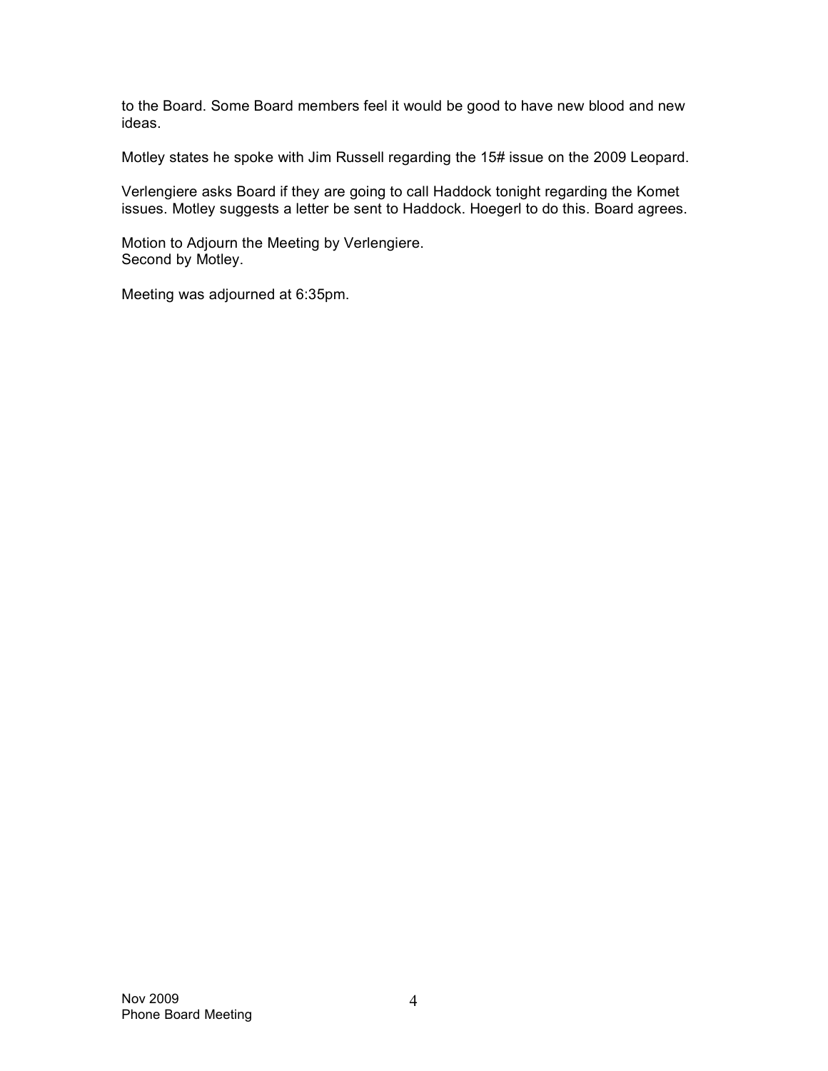to the Board. Some Board members feel it would be good to have new blood and new ideas.

Motley states he spoke with Jim Russell regarding the 15# issue on the 2009 Leopard.

Verlengiere asks Board if they are going to call Haddock tonight regarding the Komet issues. Motley suggests a letter be sent to Haddock. Hoegerl to do this. Board agrees.

Motion to Adjourn the Meeting by Verlengiere.
Second by Motley.

Meeting was adjourned at 6:35pm.